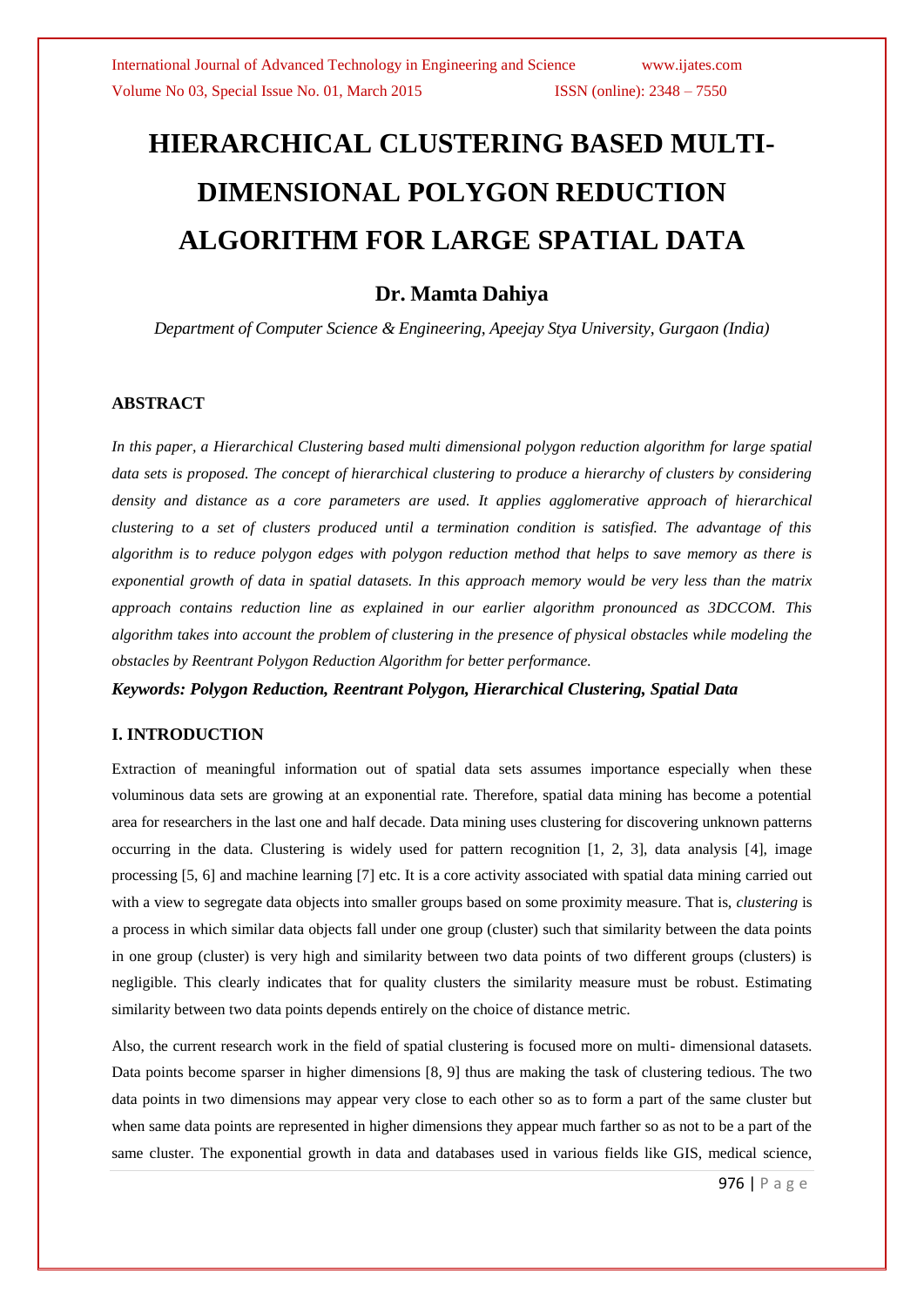# HIERARCHICAL CLUSTERING BASED MULTI-DIMENSIONAL POLYGON REDUCTION ALGORITHM FOR LARGE SPATIAL DATA

## Dr. Mamta Dahiya

*Department of Computer Science & Engineering, Apeejay Stya University, Gurgaon (India)*

### ABSTRACT

*In this paper, a Hierarchical Clustering based multi dimensional polygon reduction algorithm for large spatial data sets is proposed. The concept of hierarchical clustering to produce a hierarchy of clusters by considering density and distance as a core parameters are used. It applies agglomerative approach of hierarchical clustering to a set of clusters produced until a termination condition is satisfied. The advantage of this algorithm is to reduce polygon edges with polygon reduction method that helps to save memory as there is exponential growth of data in spatial datasets. In this approach memory would be very less than the matrix approach contains reduction line as explained in our earlier algorithm pronounced as 3DCCOM. This algorithm takes into account the problem of clustering in the presence of physical obstacles while modeling the obstacles by Reentrant Polygon Reduction Algorithm for better performance.*

***Keywords: Polygon Reduction, Reentrant Polygon, Hierarchical Clustering, Spatial Data***

### I. INTRODUCTION

Extraction of meaningful information out of spatial data sets assumes importance especially when these voluminous data sets are growing at an exponential rate. Therefore, spatial data mining has become a potential area for researchers in the last one and half decade. Data mining uses clustering for discovering unknown patterns occurring in the data. Clustering is widely used for pattern recognition [1, 2, 3], data analysis [4], image processing [5, 6] and machine learning [7] etc. It is a core activity associated with spatial data mining carried out with a view to segregate data objects into smaller groups based on some proximity measure. That is, *clustering* is a process in which similar data objects fall under one group (cluster) such that similarity between the data points in one group (cluster) is very high and similarity between two data points of two different groups (clusters) is negligible. This clearly indicates that for quality clusters the similarity measure must be robust. Estimating similarity between two data points depends entirely on the choice of distance metric.

Also, the current research work in the field of spatial clustering is focused more on multi- dimensional datasets. Data points become sparser in higher dimensions [8, 9] thus are making the task of clustering tedious. The two data points in two dimensions may appear very close to each other so as to form a part of the same cluster but when same data points are represented in higher dimensions they appear much farther so as not to be a part of the same cluster. The exponential growth in data and databases used in various fields like GIS, medical science,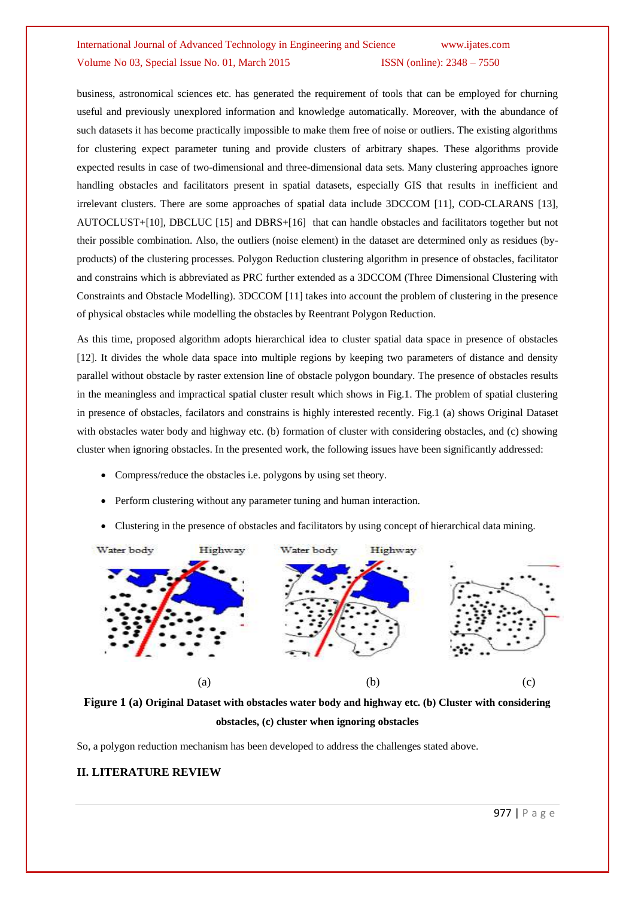business, astronomical sciences etc. has generated the requirement of tools that can be employed for churning useful and previously unexplored information and knowledge automatically. Moreover, with the abundance of such datasets it has become practically impossible to make them free of noise or outliers. The existing algorithms for clustering expect parameter tuning and provide clusters of arbitrary shapes. These algorithms provide expected results in case of two-dimensional and three-dimensional data sets. Many clustering approaches ignore handling obstacles and facilitators present in spatial datasets, especially GIS that results in inefficient and irrelevant clusters. There are some approaches of spatial data include 3DCCOM [11], COD-CLARANS [13], AUTOCLUST+[10], DBCLUC [15] and DBRS+[16] that can handle obstacles and facilitators together but not their possible combination. Also, the outliers (noise element) in the dataset are determined only as residues (by-products) of the clustering processes. Polygon Reduction clustering algorithm in presence of obstacles, facilitator and constrains which is abbreviated as PRC further extended as a 3DCCOM (Three Dimensional Clustering with Constraints and Obstacle Modelling). 3DCCOM [11] takes into account the problem of clustering in the presence of physical obstacles while modelling the obstacles by Reentrant Polygon Reduction.

As this time, proposed algorithm adopts hierarchical idea to cluster spatial data space in presence of obstacles [12]. It divides the whole data space into multiple regions by keeping two parameters of distance and density parallel without obstacle by raster extension line of obstacle polygon boundary. The presence of obstacles results in the meaningless and impractical spatial cluster result which shows in Fig.1. The problem of spatial clustering in presence of obstacles, facilators and constrains is highly interested recently. Fig.1 (a) shows Original Dataset with obstacles water body and highway etc. (b) formation of cluster with considering obstacles, and (c) showing cluster when ignoring obstacles. In the presented work, the following issues have been significantly addressed:

- Compress/reduce the obstacles i.e. polygons by using set theory.
- Perform clustering without any parameter tuning and human interaction.
- Clustering in the presence of obstacles and facilitators by using concept of hierarchical data mining.

Water body Highway Water body Highway

(a) (b) (c)

**Figure 1 (a) Original Dataset with obstacles water body and highway etc. (b) Cluster with considering obstacles, (c) cluster when ignoring obstacles**

So, a polygon reduction mechanism has been developed to address the challenges stated above.

## II. LITERATURE REVIEW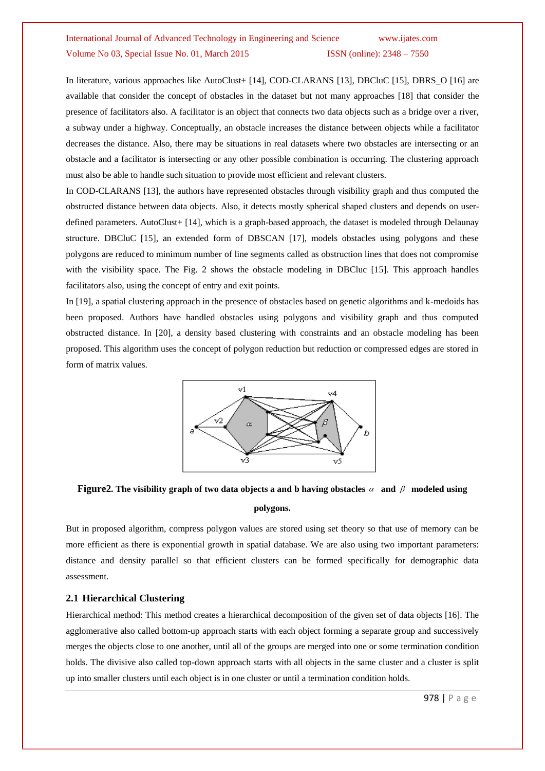In literature, various approaches like AutoClust+ [14], COD-CLARANS [13], DBCluC [15], DBRS_O [16] are available that consider the concept of obstacles in the dataset but not many approaches [18] that consider the presence of facilitators also. A facilitator is an object that connects two data objects such as a bridge over a river, a subway under a highway. Conceptually, an obstacle increases the distance between objects while a facilitator decreases the distance. Also, there may be situations in real datasets where two obstacles are intersecting or an obstacle and a facilitator is intersecting or any other possible combination is occurring. The clustering approach must also be able to handle such situation to provide most efficient and relevant clusters.

In COD-CLARANS [13], the authors have represented obstacles through visibility graph and thus computed the obstructed distance between data objects. Also, it detects mostly spherical shaped clusters and depends on user-defined parameters. AutoClust+ [14], which is a graph-based approach, the dataset is modeled through Delaunay structure. DBCluC [15], an extended form of DBSCAN [17], models obstacles using polygons and these polygons are reduced to minimum number of line segments called as obstruction lines that does not compromise with the visibility space. The Fig. 2 shows the obstacle modeling in DBCluc [15]. This approach handles facilitators also, using the concept of entry and exit points.

In [19], a spatial clustering approach in the presence of obstacles based on genetic algorithms and k-medoids has been proposed. Authors have handled obstacles using polygons and visibility graph and thus computed obstructed distance. In [20], a density based clustering with constraints and an obstacle modeling has been proposed. This algorithm uses the concept of polygon reduction but reduction or compressed edges are stored in form of matrix values.

**Figure2. The visibility graph of two data objects a and b having obstacles $\alpha$ and $\beta$ modeled using polygons.**

But in proposed algorithm, compress polygon values are stored using set theory so that use of memory can be more efficient as there is exponential growth in spatial database. We are also using two important parameters: distance and density parallel so that efficient clusters can be formed specifically for demographic data assessment.

### 2.1 Hierarchical Clustering

Hierarchical method: This method creates a hierarchical decomposition of the given set of data objects [16]. The agglomerative also called bottom-up approach starts with each object forming a separate group and successively merges the objects close to one another, until all of the groups are merged into one or some termination condition holds. The divisive also called top-down approach starts with all objects in the same cluster and a cluster is split up into smaller clusters until each object is in one cluster or until a termination condition holds.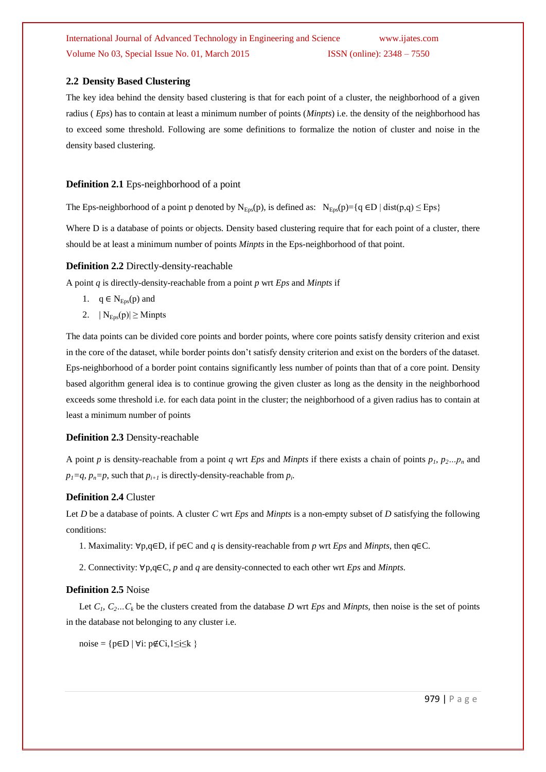### 2.2 Density Based Clustering

The key idea behind the density based clustering is that for each point of a cluster, the neighborhood of a given radius ( *Eps*) has to contain at least a minimum number of points (*Minpts*) i.e. the density of the neighborhood has to exceed some threshold. Following are some definitions to formalize the notion of cluster and noise in the density based clustering.

**Definition 2.1** Eps-neighborhood of a point

The Eps-neighborhood of a point p denoted by $N_{Eps}(p)$, is defined as: $N_{Eps}(p)=\{q \in D \mid dist(p,q) \leq Eps\}$

Where D is a database of points or objects. Density based clustering require that for each point of a cluster, there should be at least a minimum number of points *Minpts* in the Eps-neighborhood of that point.

**Definition 2.2** Directly-density-reachable

A point *q* is directly-density-reachable from a point *p* wrt *Eps* and *Minpts* if

1. $q \in N_{Eps}(p)$ and
2. $|N_{Eps}(p)| \geq Minpts$

The data points can be divided core points and border points, where core points satisfy density criterion and exist in the core of the dataset, while border points don't satisfy density criterion and exist on the borders of the dataset. Eps-neighborhood of a border point contains significantly less number of points than that of a core point. Density based algorithm general idea is to continue growing the given cluster as long as the density in the neighborhood exceeds some threshold i.e. for each data point in the cluster; the neighborhood of a given radius has to contain at least a minimum number of points

**Definition 2.3** Density-reachable

A point *p* is density-reachable from a point *q* wrt *Eps* and *Minpts* if there exists a chain of points $p_1, p_2 \ldots p_n$ and $p_1=q$, $p_n=p$, such that $p_{i+1}$ is directly-density-reachable from $p_i$.

**Definition 2.4** Cluster

Let *D* be a database of points. A cluster *C* wrt *Eps* and *Minpts* is a non-empty subset of *D* satisfying the following conditions:

1. Maximality: $\forall p,q \in D$, if $p \in C$ and *q* is density-reachable from *p* wrt *Eps* and *Minpts*, then $q \in C$.

2. Connectivity: $\forall p,q \in C$, *p* and *q* are density-connected to each other wrt *Eps* and *Minpts*.

**Definition 2.5** Noise

Let $C_1, C_2 \ldots C_k$ be the clusters created from the database *D* wrt *Eps* and *Minpts*, then noise is the set of points in the database not belonging to any cluster i.e.

noise = $\{p \in D \mid \forall i: p \notin C_i, 1 \leq i \leq k\}$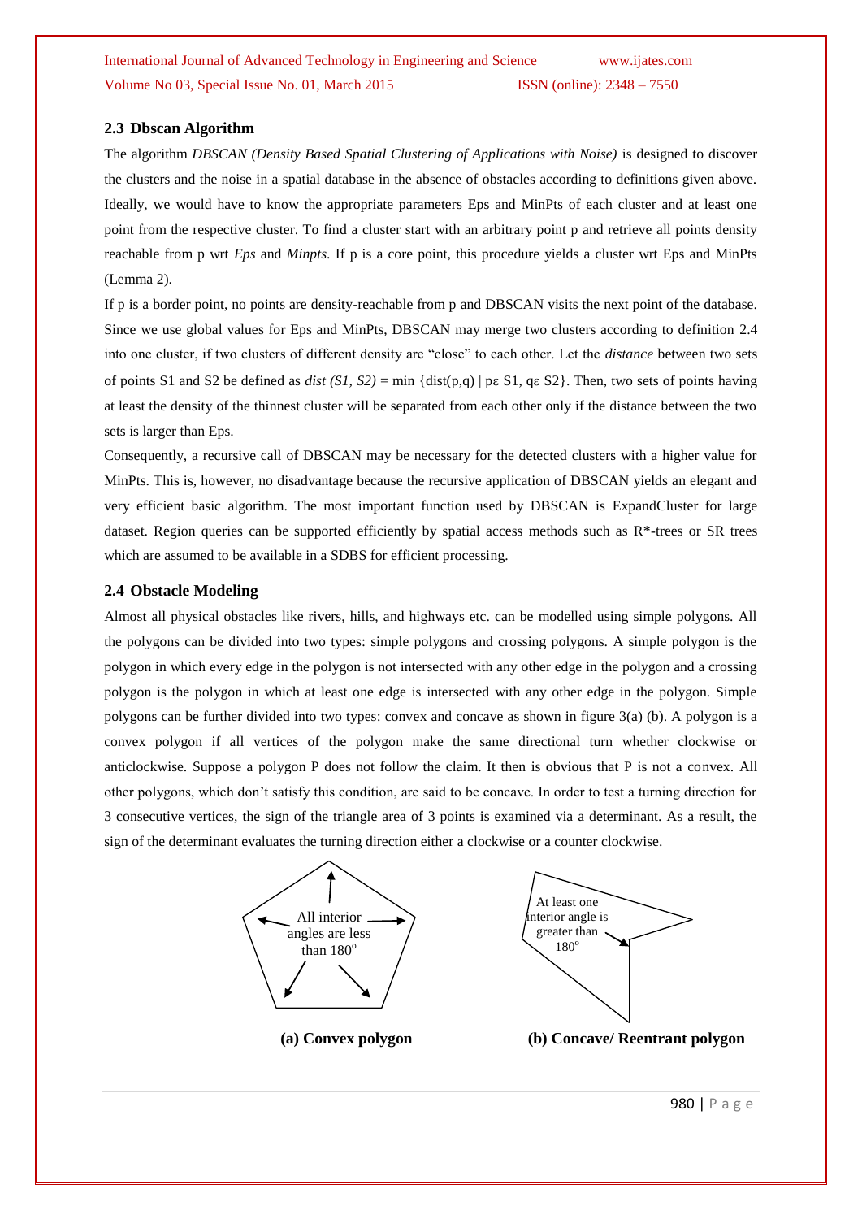### 2.3 Dbscan Algorithm

The algorithm *DBSCAN (Density Based Spatial Clustering of Applications with Noise)* is designed to discover the clusters and the noise in a spatial database in the absence of obstacles according to definitions given above. Ideally, we would have to know the appropriate parameters Eps and MinPts of each cluster and at least one point from the respective cluster. To find a cluster start with an arbitrary point p and retrieve all points density reachable from p wrt *Eps* and *Minpts*. If p is a core point, this procedure yields a cluster wrt Eps and MinPts (Lemma 2).

If p is a border point, no points are density-reachable from p and DBSCAN visits the next point of the database. Since we use global values for Eps and MinPts, DBSCAN may merge two clusters according to definition 2.4 into one cluster, if two clusters of different density are "close" to each other. Let the *distance* between two sets of points S1 and S2 be defined as *dist (S1, S2)* = min {dist(p,q) | pε S1, qε S2}. Then, two sets of points having at least the density of the thinnest cluster will be separated from each other only if the distance between the two sets is larger than Eps.

Consequently, a recursive call of DBSCAN may be necessary for the detected clusters with a higher value for MinPts. This is, however, no disadvantage because the recursive application of DBSCAN yields an elegant and very efficient basic algorithm. The most important function used by DBSCAN is ExpandCluster for large dataset. Region queries can be supported efficiently by spatial access methods such as R*-trees or SR trees which are assumed to be available in a SDBS for efficient processing.

### 2.4 Obstacle Modeling

Almost all physical obstacles like rivers, hills, and highways etc. can be modelled using simple polygons. All the polygons can be divided into two types: simple polygons and crossing polygons. A simple polygon is the polygon in which every edge in the polygon is not intersected with any other edge in the polygon and a crossing polygon is the polygon in which at least one edge is intersected with any other edge in the polygon. Simple polygons can be further divided into two types: convex and concave as shown in figure 3(a) (b). A polygon is a convex polygon if all vertices of the polygon make the same directional turn whether clockwise or anticlockwise. Suppose a polygon P does not follow the claim. It then is obvious that P is not a convex. All other polygons, which don't satisfy this condition, are said to be concave. In order to test a turning direction for 3 consecutive vertices, the sign of the triangle area of 3 points is examined via a determinant. As a result, the sign of the determinant evaluates the turning direction either a clockwise or a counter clockwise.

All interior angles are less than $180^o$

**(a) Convex polygon**

At least one interior angle is greater than $180^o$

**(b) Concave/ Reentrant polygon**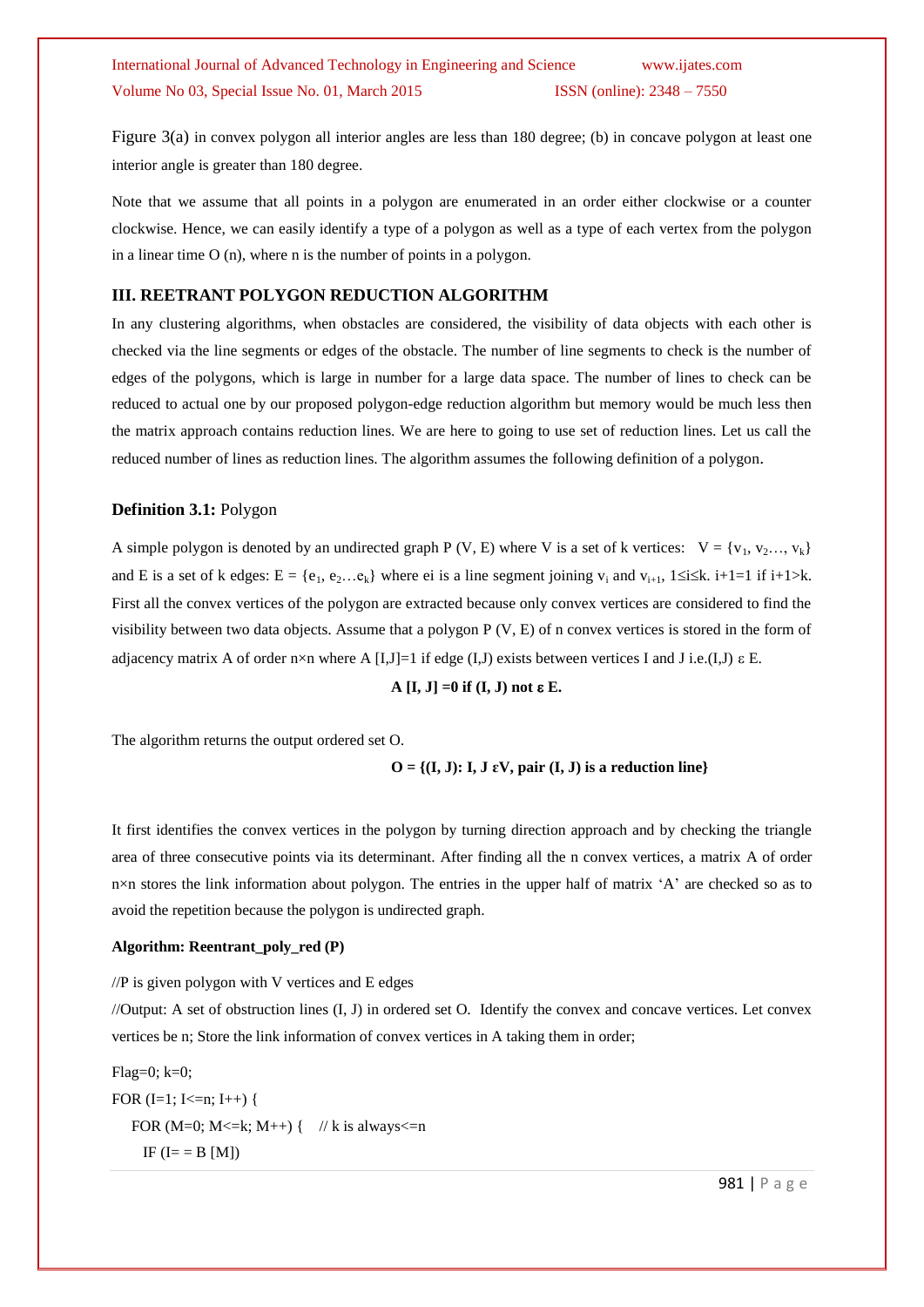Figure 3(a) in convex polygon all interior angles are less than 180 degree; (b) in concave polygon at least one interior angle is greater than 180 degree.

Note that we assume that all points in a polygon are enumerated in an order either clockwise or a counter clockwise. Hence, we can easily identify a type of a polygon as well as a type of each vertex from the polygon in a linear time O (n), where n is the number of points in a polygon.

## III. REETRANT POLYGON REDUCTION ALGORITHM

In any clustering algorithms, when obstacles are considered, the visibility of data objects with each other is checked via the line segments or edges of the obstacle. The number of line segments to check is the number of edges of the polygons, which is large in number for a large data space. The number of lines to check can be reduced to actual one by our proposed polygon-edge reduction algorithm but memory would be much less then the matrix approach contains reduction lines. We are here to going to use set of reduction lines. Let us call the reduced number of lines as reduction lines. The algorithm assumes the following definition of a polygon.

**Definition 3.1:** Polygon

A simple polygon is denoted by an undirected graph P (V, E) where V is a set of k vertices: $V = \{v_1, v_2\ldots, v_k\}$ and E is a set of k edges: $E = \{e_1, e_2\ldots e_k\}$ where ei is a line segment joining $v_i$ and $v_{i+1}$, $1 \leq i \leq k$. i+1=1 if i+1>k. First all the convex vertices of the polygon are extracted because only convex vertices are considered to find the visibility between two data objects. Assume that a polygon P (V, E) of n convex vertices is stored in the form of adjacency matrix A of order n×n where A [I,J]=1 if edge (I,J) exists between vertices I and J i.e.(I,J) ε E.

**A [I, J] =0 if (I, J) not ε E.**

The algorithm returns the output ordered set O.

**O = {(I, J): I, J εV, pair (I, J) is a reduction line}**

It first identifies the convex vertices in the polygon by turning direction approach and by checking the triangle area of three consecutive points via its determinant. After finding all the n convex vertices, a matrix A of order n×n stores the link information about polygon. The entries in the upper half of matrix 'A' are checked so as to avoid the repetition because the polygon is undirected graph.

**Algorithm: Reentrant_poly_red (P)**

//P is given polygon with V vertices and E edges

//Output: A set of obstruction lines (I, J) in ordered set O. Identify the convex and concave vertices. Let convex vertices be n; Store the link information of convex vertices in A taking them in order;

```
Flag=0; k=0;
FOR (I=1; I<=n; I++) {
   FOR (M=0; M<=k; M++) {    // k is always<=n
     IF (I= = B [M])
```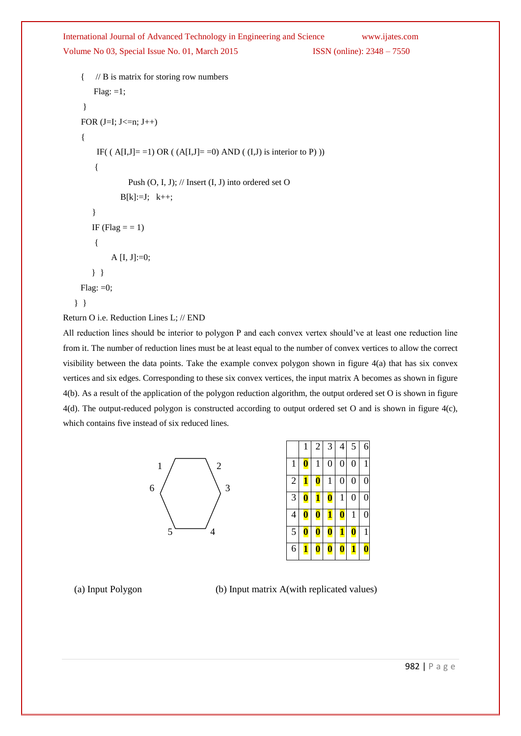```
{    // B is matrix for storing row numbers
     Flag: =1;
}
FOR (J=I; J<=n; J++)
{
     IF( ( A[I,J]= =1) OR ( (A[I,J]= =0) AND ( (I,J) is interior to P) ))
     {
               Push (O, I, J); // Insert (I, J) into ordered set O
               B[k]:=J;   k++;
     }
     IF (Flag = = 1)
     {
          A [I, J]:=0;
     } }
Flag: =0;
} }
```

Return O i.e. Reduction Lines L; // END

All reduction lines should be interior to polygon P and each convex vertex should've at least one reduction line from it. The number of reduction lines must be at least equal to the number of convex vertices to allow the correct visibility between the data points. Take the example convex polygon shown in figure 4(a) that has six convex vertices and six edges. Corresponding to these six convex vertices, the input matrix A becomes as shown in figure 4(b). As a result of the application of the polygon reduction algorithm, the output ordered set O is shown in figure 4(d). The output-reduced polygon is constructed according to output ordered set O and is shown in figure 4(c), which contains five instead of six reduced lines.

(a) Input Polygon

|   | 1 | 2 | 3 | 4 | 5 | 6 |
|---|---|---|---|---|---|---|
| 1 | **0** | 1 | 0 | 0 | 0 | 1 |
| 2 | **1** | **0** | 1 | 0 | 0 | 0 |
| 3 | **0** | **1** | **0** | 1 | 0 | 0 |
| 4 | **0** | **0** | **1** | **0** | 1 | 0 |
| 5 | **0** | **0** | **0** | **1** | **0** | 1 |
| 6 | **1** | **0** | **0** | **0** | **1** | **0** |

(b) Input matrix A(with replicated values)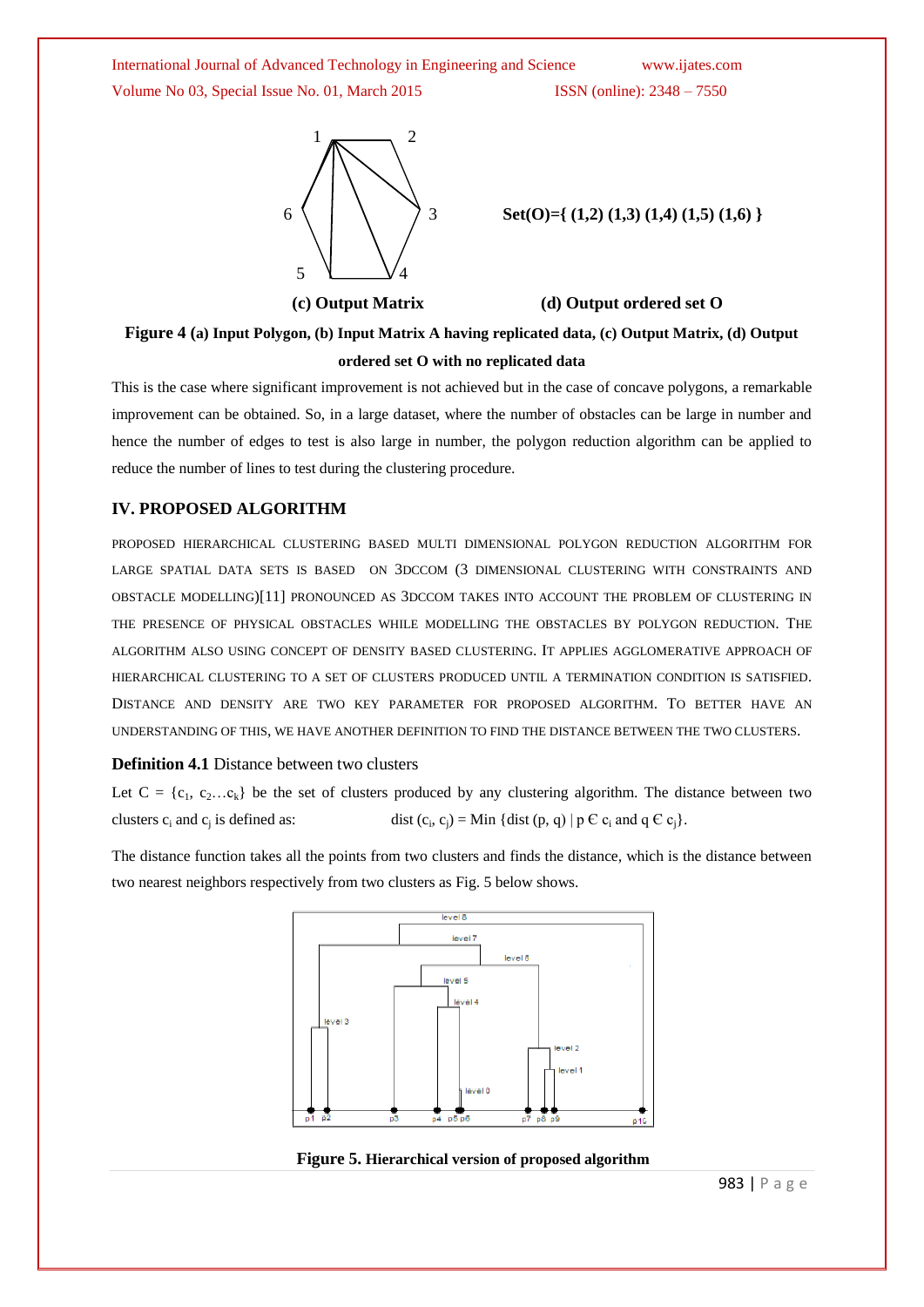Set(O)={ (1,2) (1,3) (1,4) (1,5) (1,6) }

**(c) Output Matrix** **(d) Output ordered set O**

**Figure 4 (a) Input Polygon, (b) Input Matrix A having replicated data, (c) Output Matrix, (d) Output ordered set O with no replicated data**

This is the case where significant improvement is not achieved but in the case of concave polygons, a remarkable improvement can be obtained. So, in a large dataset, where the number of obstacles can be large in number and hence the number of edges to test is also large in number, the polygon reduction algorithm can be applied to reduce the number of lines to test during the clustering procedure.

## IV. PROPOSED ALGORITHM

PROPOSED HIERARCHICAL CLUSTERING BASED MULTI DIMENSIONAL POLYGON REDUCTION ALGORITHM FOR LARGE SPATIAL DATA SETS IS BASED ON 3DCCOM (3 DIMENSIONAL CLUSTERING WITH CONSTRAINTS AND OBSTACLE MODELLING)[11] PRONOUNCED AS 3DCCOM TAKES INTO ACCOUNT THE PROBLEM OF CLUSTERING IN THE PRESENCE OF PHYSICAL OBSTACLES WHILE MODELLING THE OBSTACLES BY POLYGON REDUCTION. THE ALGORITHM ALSO USING CONCEPT OF DENSITY BASED CLUSTERING. IT APPLIES AGGLOMERATIVE APPROACH OF HIERARCHICAL CLUSTERING TO A SET OF CLUSTERS PRODUCED UNTIL A TERMINATION CONDITION IS SATISFIED. DISTANCE AND DENSITY ARE TWO KEY PARAMETER FOR PROPOSED ALGORITHM. TO BETTER HAVE AN UNDERSTANDING OF THIS, WE HAVE ANOTHER DEFINITION TO FIND THE DISTANCE BETWEEN THE TWO CLUSTERS.

**Definition 4.1** Distance between two clusters

Let $C = \{c_1, c_2 \ldots c_k\}$ be the set of clusters produced by any clustering algorithm. The distance between two clusters $c_i$ and $c_j$ is defined as: $\text{dist}(c_i, c_j) = \text{Min}\{\text{dist}(p, q) \mid p \in c_i \text{ and } q \in c_j\}$.

The distance function takes all the points from two clusters and finds the distance, which is the distance between two nearest neighbors respectively from two clusters as Fig. 5 below shows.

**Figure 5. Hierarchical version of proposed algorithm**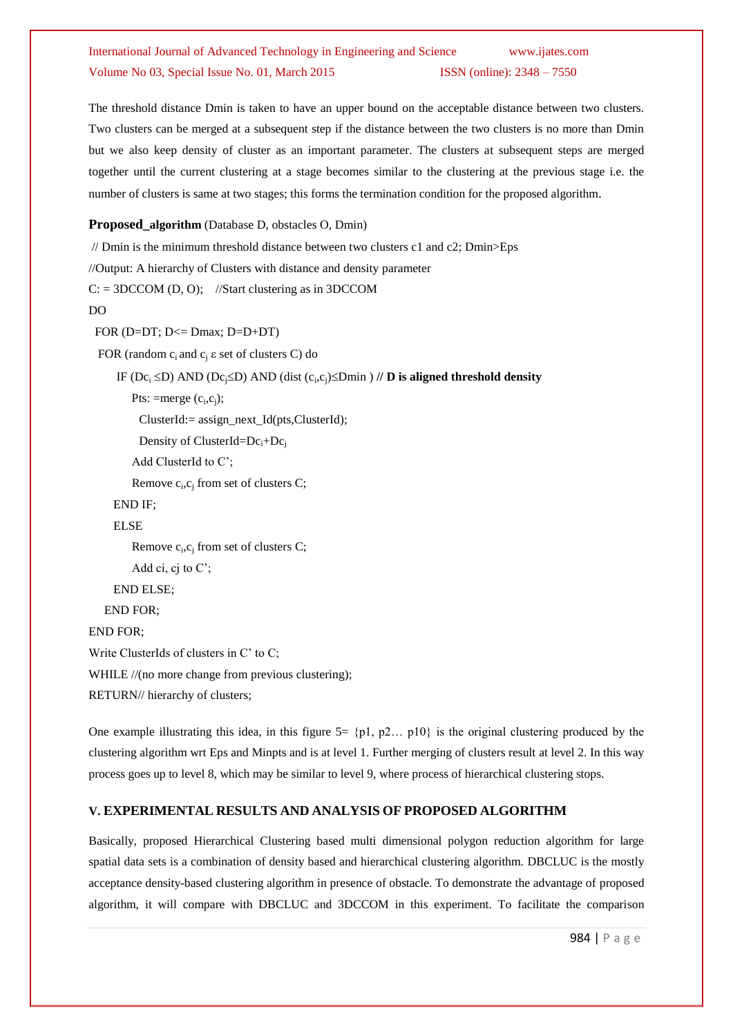The threshold distance Dmin is taken to have an upper bound on the acceptable distance between two clusters. Two clusters can be merged at a subsequent step if the distance between the two clusters is no more than Dmin but we also keep density of cluster as an important parameter. The clusters at subsequent steps are merged together until the current clustering at a stage becomes similar to the clustering at the previous stage i.e. the number of clusters is same at two stages; this forms the termination condition for the proposed algorithm.

**Proposed_algorithm** (Database D, obstacles O, Dmin)

```
 // Dmin is the minimum threshold distance between two clusters c1 and c2; Dmin>Eps
//Output: A hierarchy of Clusters with distance and density parameter
C: = 3DCCOM (D, O);   //Start clustering as in 3DCCOM
DO
  FOR (D=DT; D<= Dmax; D=D+DT)
   FOR (random c_i and c_j ε set of clusters C) do
      IF (Dc_i ≤D) AND (Dc_j≤D) AND (dist (c_i,c_j)≤Dmin ) // D is aligned threshold density
         Pts: =merge (c_i,c_j);
           ClusterId:= assign_next_Id(pts,ClusterId);
           Density of ClusterId=Dc_i+Dc_j
         Add ClusterId to C';
         Remove c_i,c_j from set of clusters C;
      END IF;
      ELSE
         Remove c_i,c_j from set of clusters C;
         Add ci, cj to C';
      END ELSE;
    END FOR;
END FOR;
Write ClusterIds of clusters in C' to C;
WHILE //(no more change from previous clustering);
RETURN// hierarchy of clusters;
```

One example illustrating this idea, in this figure 5= {p1, p2… p10} is the original clustering produced by the clustering algorithm wrt Eps and Minpts and is at level 1. Further merging of clusters result at level 2. In this way process goes up to level 8, which may be similar to level 9, where process of hierarchical clustering stops.

## V. EXPERIMENTAL RESULTS AND ANALYSIS OF PROPOSED ALGORITHM

Basically, proposed Hierarchical Clustering based multi dimensional polygon reduction algorithm for large spatial data sets is a combination of density based and hierarchical clustering algorithm. DBCLUC is the mostly acceptance density-based clustering algorithm in presence of obstacle. To demonstrate the advantage of proposed algorithm, it will compare with DBCLUC and 3DCCOM in this experiment. To facilitate the comparison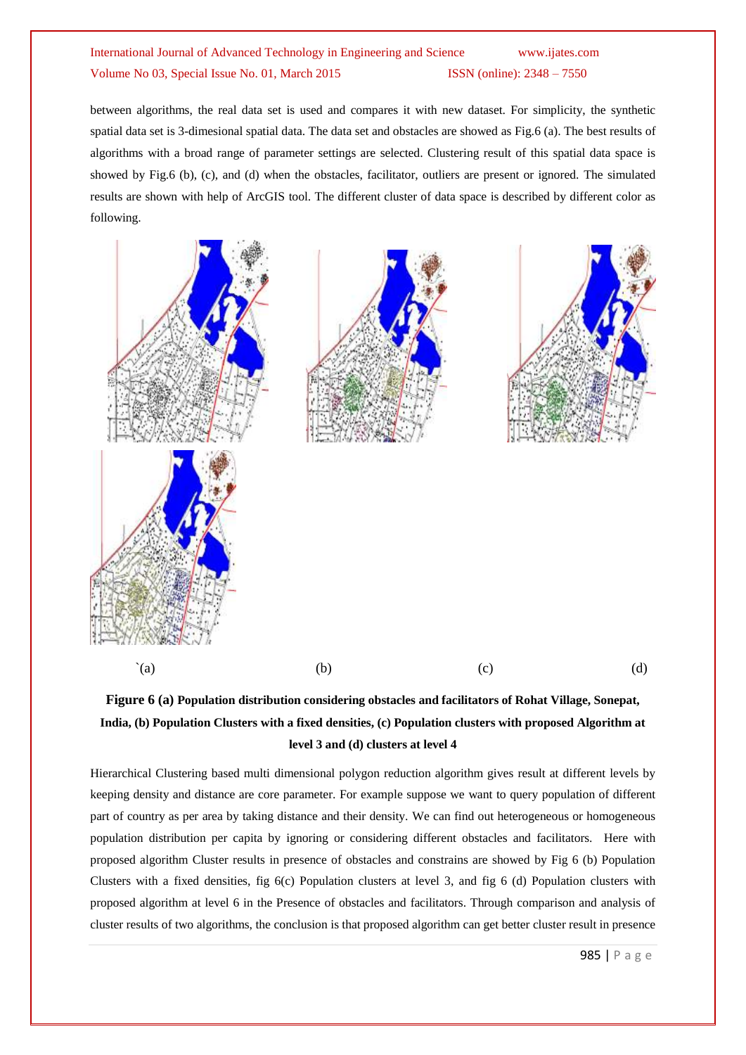between algorithms, the real data set is used and compares it with new dataset. For simplicity, the synthetic spatial data set is 3-dimesional spatial data. The data set and obstacles are showed as Fig.6 (a). The best results of algorithms with a broad range of parameter settings are selected. Clustering result of this spatial data space is showed by Fig.6 (b), (c), and (d) when the obstacles, facilitator, outliers are present or ignored. The simulated results are shown with help of ArcGIS tool. The different cluster of data space is described by different color as following.

`(a) (b) (c) (d)

**Figure 6 (a) Population distribution considering obstacles and facilitators of Rohat Village, Sonepat, India, (b) Population Clusters with a fixed densities, (c) Population clusters with proposed Algorithm at level 3 and (d) clusters at level 4**

Hierarchical Clustering based multi dimensional polygon reduction algorithm gives result at different levels by keeping density and distance are core parameter. For example suppose we want to query population of different part of country as per area by taking distance and their density. We can find out heterogeneous or homogeneous population distribution per capita by ignoring or considering different obstacles and facilitators. Here with proposed algorithm Cluster results in presence of obstacles and constrains are showed by Fig 6 (b) Population Clusters with a fixed densities, fig 6(c) Population clusters at level 3, and fig 6 (d) Population clusters with proposed algorithm at level 6 in the Presence of obstacles and facilitators. Through comparison and analysis of cluster results of two algorithms, the conclusion is that proposed algorithm can get better cluster result in presence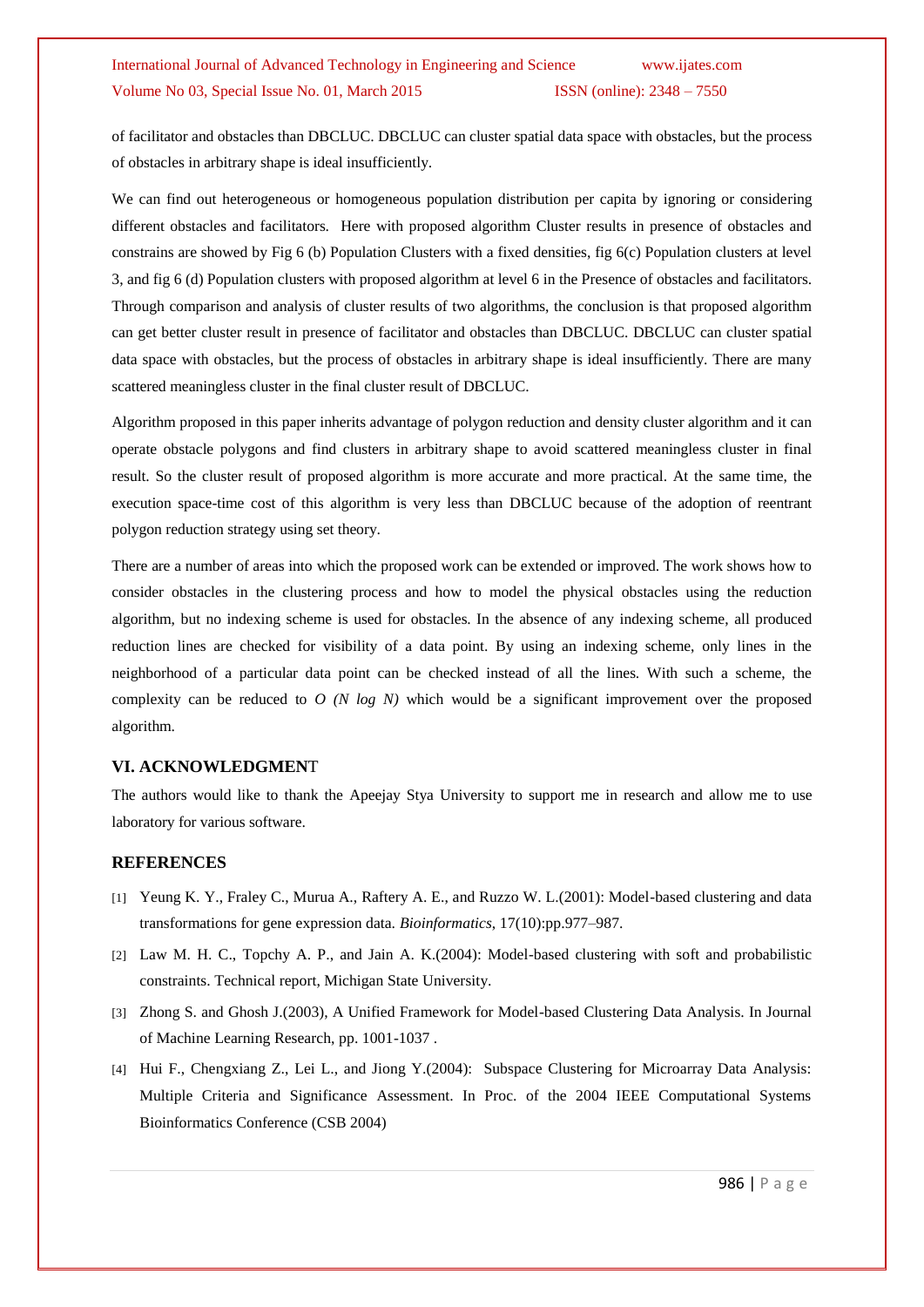of facilitator and obstacles than DBCLUC. DBCLUC can cluster spatial data space with obstacles, but the process of obstacles in arbitrary shape is ideal insufficiently.

We can find out heterogeneous or homogeneous population distribution per capita by ignoring or considering different obstacles and facilitators. Here with proposed algorithm Cluster results in presence of obstacles and constrains are showed by Fig 6 (b) Population Clusters with a fixed densities, fig 6(c) Population clusters at level 3, and fig 6 (d) Population clusters with proposed algorithm at level 6 in the Presence of obstacles and facilitators. Through comparison and analysis of cluster results of two algorithms, the conclusion is that proposed algorithm can get better cluster result in presence of facilitator and obstacles than DBCLUC. DBCLUC can cluster spatial data space with obstacles, but the process of obstacles in arbitrary shape is ideal insufficiently. There are many scattered meaningless cluster in the final cluster result of DBCLUC.

Algorithm proposed in this paper inherits advantage of polygon reduction and density cluster algorithm and it can operate obstacle polygons and find clusters in arbitrary shape to avoid scattered meaningless cluster in final result. So the cluster result of proposed algorithm is more accurate and more practical. At the same time, the execution space-time cost of this algorithm is very less than DBCLUC because of the adoption of reentrant polygon reduction strategy using set theory.

There are a number of areas into which the proposed work can be extended or improved. The work shows how to consider obstacles in the clustering process and how to model the physical obstacles using the reduction algorithm, but no indexing scheme is used for obstacles. In the absence of any indexing scheme, all produced reduction lines are checked for visibility of a data point. By using an indexing scheme, only lines in the neighborhood of a particular data point can be checked instead of all the lines. With such a scheme, the complexity can be reduced to $O(N \log N)$ which would be a significant improvement over the proposed algorithm.

## VI. ACKNOWLEDGMENT

The authors would like to thank the Apeejay Stya University to support me in research and allow me to use laboratory for various software.

## REFERENCES

[1] Yeung K. Y., Fraley C., Murua A., Raftery A. E., and Ruzzo W. L.(2001): Model-based clustering and data transformations for gene expression data. *Bioinformatics*, 17(10):pp.977–987.

[2] Law M. H. C., Topchy A. P., and Jain A. K.(2004): Model-based clustering with soft and probabilistic constraints. Technical report, Michigan State University.

[3] Zhong S. and Ghosh J.(2003), A Unified Framework for Model-based Clustering Data Analysis. In Journal of Machine Learning Research, pp. 1001-1037 .

[4] Hui F., Chengxiang Z., Lei L., and Jiong Y.(2004): Subspace Clustering for Microarray Data Analysis: Multiple Criteria and Significance Assessment. In Proc. of the 2004 IEEE Computational Systems Bioinformatics Conference (CSB 2004)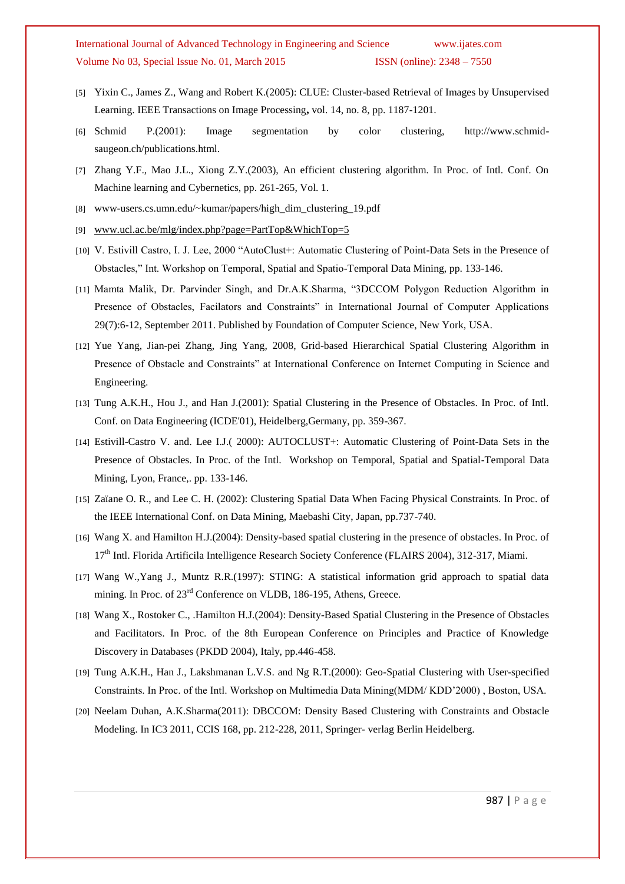- [5] Yixin C., James Z., Wang and Robert K.(2005): CLUE: Cluster-based Retrieval of Images by Unsupervised Learning. IEEE Transactions on Image Processing**,** vol. 14, no. 8, pp. 1187-1201.
- [6] Schmid P.(2001): Image segmentation by color clustering, http://www.schmid-saugeon.ch/publications.html.
- [7] Zhang Y.F., Mao J.L., Xiong Z.Y.(2003), An efficient clustering algorithm. In Proc. of Intl. Conf. On Machine learning and Cybernetics, pp. 261-265, Vol. 1.
- [8] www-users.cs.umn.edu/~kumar/papers/high_dim_clustering_19.pdf
- [9] www.ucl.ac.be/mlg/index.php?page=PartTop&WhichTop=5
- [10] V. Estivill Castro, I. J. Lee, 2000 "AutoClust+: Automatic Clustering of Point-Data Sets in the Presence of Obstacles," Int. Workshop on Temporal, Spatial and Spatio-Temporal Data Mining, pp. 133-146.
- [11] Mamta Malik, Dr. Parvinder Singh, and Dr.A.K.Sharma, "3DCCOM Polygon Reduction Algorithm in Presence of Obstacles, Facilators and Constraints" in International Journal of Computer Applications 29(7):6-12, September 2011. Published by Foundation of Computer Science, New York, USA.
- [12] Yue Yang, Jian-pei Zhang, Jing Yang, 2008, Grid-based Hierarchical Spatial Clustering Algorithm in Presence of Obstacle and Constraints" at International Conference on Internet Computing in Science and Engineering.
- [13] Tung A.K.H., Hou J., and Han J.(2001): Spatial Clustering in the Presence of Obstacles. In Proc. of Intl. Conf. on Data Engineering (ICDE'01), Heidelberg,Germany, pp. 359-367.
- [14] Estivill-Castro V. and. Lee I.J.( 2000): AUTOCLUST+: Automatic Clustering of Point-Data Sets in the Presence of Obstacles. In Proc. of the Intl. Workshop on Temporal, Spatial and Spatial-Temporal Data Mining, Lyon, France,. pp. 133-146.
- [15] Zaïane O. R., and Lee C. H. (2002): Clustering Spatial Data When Facing Physical Constraints. In Proc. of the IEEE International Conf. on Data Mining, Maebashi City, Japan, pp.737-740.
- [16] Wang X. and Hamilton H.J.(2004): Density-based spatial clustering in the presence of obstacles. In Proc. of 17th Intl. Florida Artificila Intelligence Research Society Conference (FLAIRS 2004), 312-317, Miami.
- [17] Wang W.,Yang J., Muntz R.R.(1997): STING: A statistical information grid approach to spatial data mining. In Proc. of 23rd Conference on VLDB, 186-195, Athens, Greece.
- [18] Wang X., Rostoker C., .Hamilton H.J.(2004): Density-Based Spatial Clustering in the Presence of Obstacles and Facilitators. In Proc. of the 8th European Conference on Principles and Practice of Knowledge Discovery in Databases (PKDD 2004), Italy, pp.446-458.
- [19] Tung A.K.H., Han J., Lakshmanan L.V.S. and Ng R.T.(2000): Geo-Spatial Clustering with User-specified Constraints. In Proc. of the Intl. Workshop on Multimedia Data Mining(MDM/ KDD'2000) , Boston, USA.
- [20] Neelam Duhan, A.K.Sharma(2011): DBCCOM: Density Based Clustering with Constraints and Obstacle Modeling. In IC3 2011, CCIS 168, pp. 212-228, 2011, Springer- verlag Berlin Heidelberg.